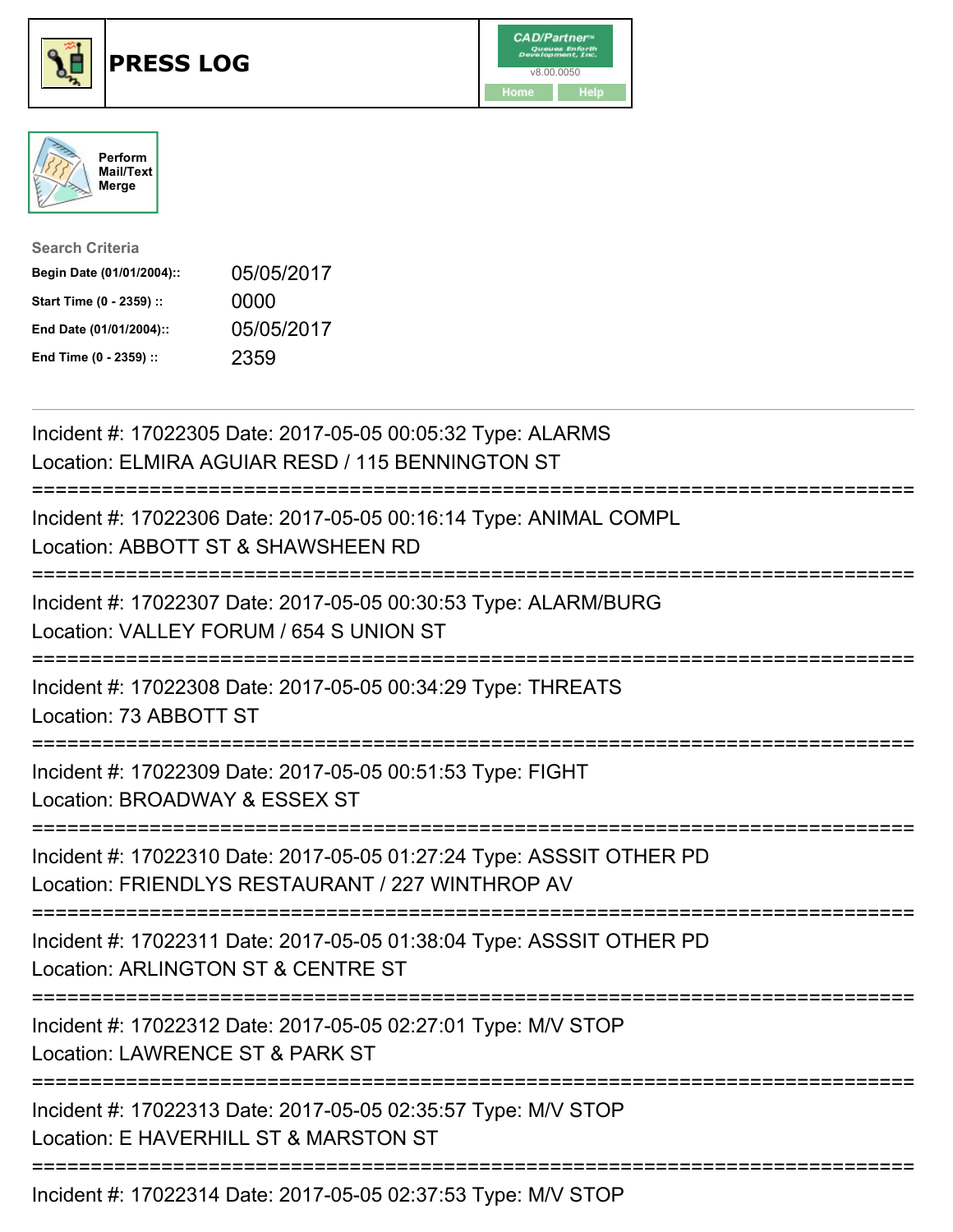# PRESS LOG

CAD/Partner
v8.00.0050
Home Help

Perform Mail/Text Merge

**Search Criteria**

| | |
|---|---|
| **Begin Date (01/01/2004)::** | 05/05/2017 |
| **Start Time (0 - 2359) ::** | 0000 |
| **End Date (01/01/2004)::** | 05/05/2017 |
| **End Time (0 - 2359) ::** | 2359 |

---

Incident #: 17022305 Date: 2017-05-05 00:05:32 Type: ALARMS
Location: ELMIRA AGUIAR RESD / 115 BENNINGTON ST

===========================================================================

Incident #: 17022306 Date: 2017-05-05 00:16:14 Type: ANIMAL COMPL
Location: ABBOTT ST & SHAWSHEEN RD

===========================================================================

Incident #: 17022307 Date: 2017-05-05 00:30:53 Type: ALARM/BURG
Location: VALLEY FORUM / 654 S UNION ST

===========================================================================

Incident #: 17022308 Date: 2017-05-05 00:34:29 Type: THREATS
Location: 73 ABBOTT ST

===========================================================================

Incident #: 17022309 Date: 2017-05-05 00:51:53 Type: FIGHT
Location: BROADWAY & ESSEX ST

===========================================================================

Incident #: 17022310 Date: 2017-05-05 01:27:24 Type: ASSSIT OTHER PD
Location: FRIENDLYS RESTAURANT / 227 WINTHROP AV

===========================================================================

Incident #: 17022311 Date: 2017-05-05 01:38:04 Type: ASSSIT OTHER PD
Location: ARLINGTON ST & CENTRE ST

===========================================================================

Incident #: 17022312 Date: 2017-05-05 02:27:01 Type: M/V STOP
Location: LAWRENCE ST & PARK ST

===========================================================================

Incident #: 17022313 Date: 2017-05-05 02:35:57 Type: M/V STOP
Location: E HAVERHILL ST & MARSTON ST

===========================================================================

Incident #: 17022314 Date: 2017-05-05 02:37:53 Type: M/V STOP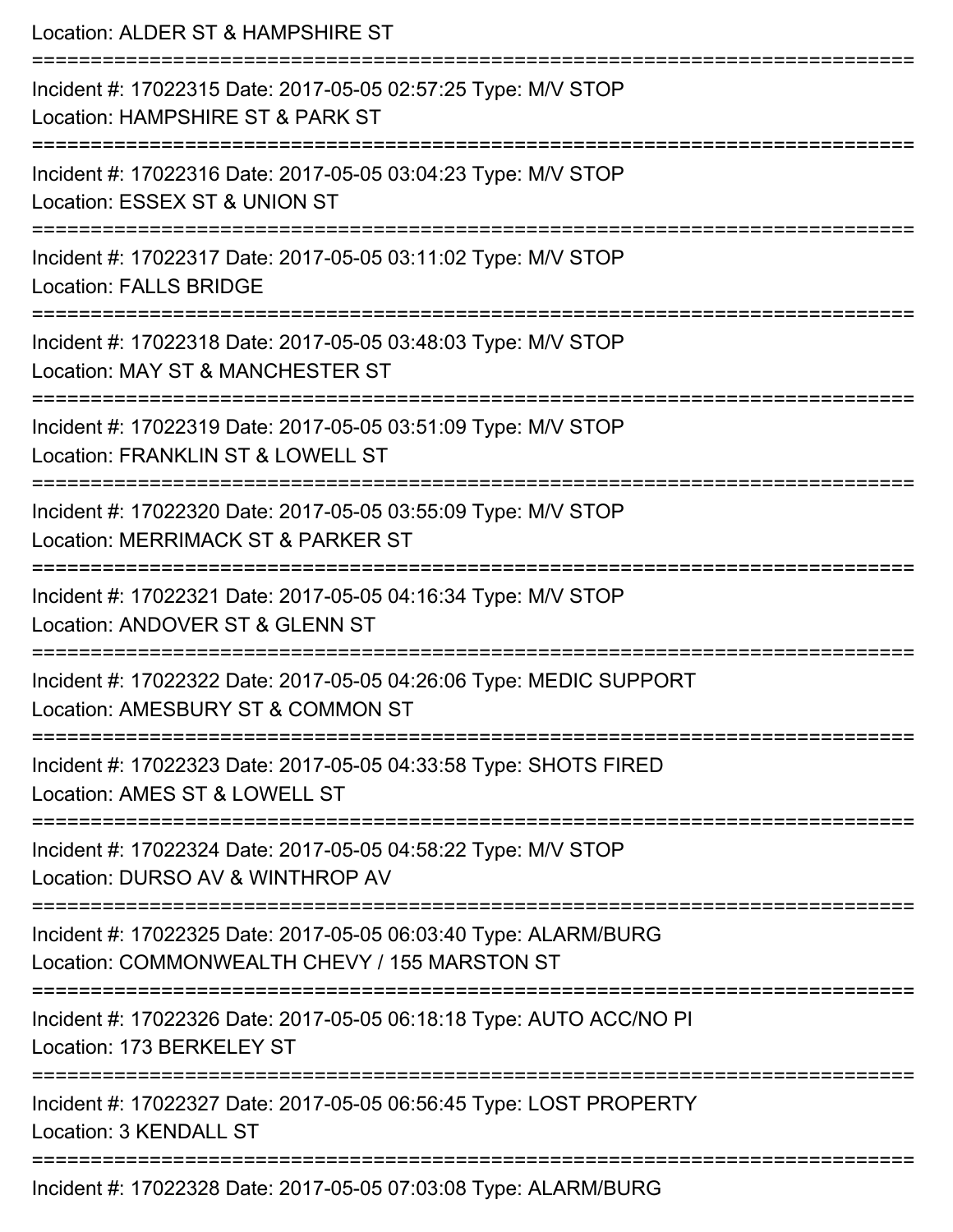Location: ALDER ST & HAMPSHIRE ST

===========================================================================

Incident #: 17022315 Date: 2017-05-05 02:57:25 Type: M/V STOP
Location: HAMPSHIRE ST & PARK ST

===========================================================================

Incident #: 17022316 Date: 2017-05-05 03:04:23 Type: M/V STOP
Location: ESSEX ST & UNION ST

===========================================================================

Incident #: 17022317 Date: 2017-05-05 03:11:02 Type: M/V STOP
Location: FALLS BRIDGE

===========================================================================

Incident #: 17022318 Date: 2017-05-05 03:48:03 Type: M/V STOP
Location: MAY ST & MANCHESTER ST

===========================================================================

Incident #: 17022319 Date: 2017-05-05 03:51:09 Type: M/V STOP
Location: FRANKLIN ST & LOWELL ST

===========================================================================

Incident #: 17022320 Date: 2017-05-05 03:55:09 Type: M/V STOP
Location: MERRIMACK ST & PARKER ST

===========================================================================

Incident #: 17022321 Date: 2017-05-05 04:16:34 Type: M/V STOP
Location: ANDOVER ST & GLENN ST

===========================================================================

Incident #: 17022322 Date: 2017-05-05 04:26:06 Type: MEDIC SUPPORT
Location: AMESBURY ST & COMMON ST

===========================================================================

Incident #: 17022323 Date: 2017-05-05 04:33:58 Type: SHOTS FIRED
Location: AMES ST & LOWELL ST

===========================================================================

Incident #: 17022324 Date: 2017-05-05 04:58:22 Type: M/V STOP
Location: DURSO AV & WINTHROP AV

===========================================================================

Incident #: 17022325 Date: 2017-05-05 06:03:40 Type: ALARM/BURG
Location: COMMONWEALTH CHEVY / 155 MARSTON ST

===========================================================================

Incident #: 17022326 Date: 2017-05-05 06:18:18 Type: AUTO ACC/NO PI
Location: 173 BERKELEY ST

===========================================================================

Incident #: 17022327 Date: 2017-05-05 06:56:45 Type: LOST PROPERTY
Location: 3 KENDALL ST

===========================================================================

Incident #: 17022328 Date: 2017-05-05 07:03:08 Type: ALARM/BURG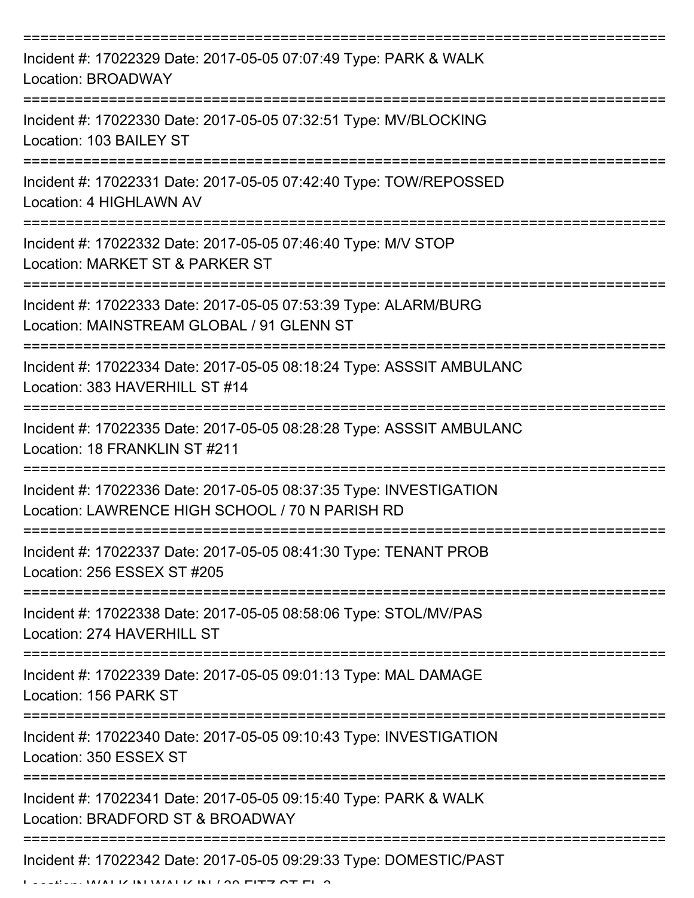===========================================================================

Incident #: 17022329 Date: 2017-05-05 07:07:49 Type: PARK & WALK
Location: BROADWAY

===========================================================================

Incident #: 17022330 Date: 2017-05-05 07:32:51 Type: MV/BLOCKING
Location: 103 BAILEY ST

===========================================================================

Incident #: 17022331 Date: 2017-05-05 07:42:40 Type: TOW/REPOSSED
Location: 4 HIGHLAWN AV

===========================================================================

Incident #: 17022332 Date: 2017-05-05 07:46:40 Type: M/V STOP
Location: MARKET ST & PARKER ST

===========================================================================

Incident #: 17022333 Date: 2017-05-05 07:53:39 Type: ALARM/BURG
Location: MAINSTREAM GLOBAL / 91 GLENN ST

===========================================================================

Incident #: 17022334 Date: 2017-05-05 08:18:24 Type: ASSSIT AMBULANC
Location: 383 HAVERHILL ST #14

===========================================================================

Incident #: 17022335 Date: 2017-05-05 08:28:28 Type: ASSSIT AMBULANC
Location: 18 FRANKLIN ST #211

===========================================================================

Incident #: 17022336 Date: 2017-05-05 08:37:35 Type: INVESTIGATION
Location: LAWRENCE HIGH SCHOOL / 70 N PARISH RD

===========================================================================

Incident #: 17022337 Date: 2017-05-05 08:41:30 Type: TENANT PROB
Location: 256 ESSEX ST #205

===========================================================================

Incident #: 17022338 Date: 2017-05-05 08:58:06 Type: STOL/MV/PAS
Location: 274 HAVERHILL ST

===========================================================================

Incident #: 17022339 Date: 2017-05-05 09:01:13 Type: MAL DAMAGE
Location: 156 PARK ST

===========================================================================

Incident #: 17022340 Date: 2017-05-05 09:10:43 Type: INVESTIGATION
Location: 350 ESSEX ST

===========================================================================

Incident #: 17022341 Date: 2017-05-05 09:15:40 Type: PARK & WALK
Location: BRADFORD ST & BROADWAY

===========================================================================

Incident #: 17022342 Date: 2017-05-05 09:29:33 Type: DOMESTIC/PAST
Location: WALK IN WALK IN / 30 FITZ ST FL 3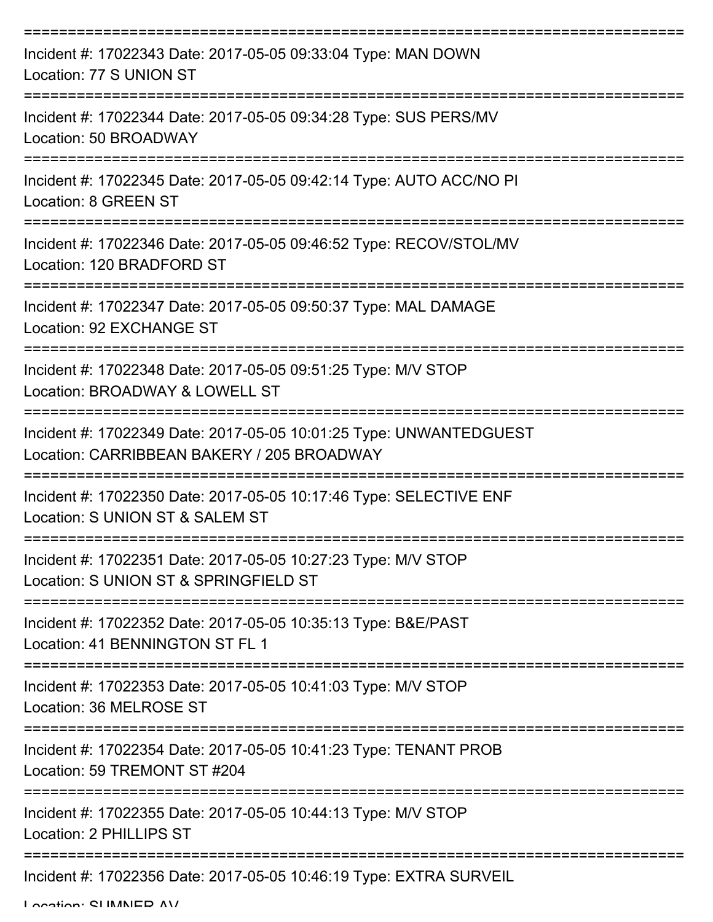===========================================================================

Incident #: 17022343 Date: 2017-05-05 09:33:04 Type: MAN DOWN
Location: 77 S UNION ST

===========================================================================

Incident #: 17022344 Date: 2017-05-05 09:34:28 Type: SUS PERS/MV
Location: 50 BROADWAY

===========================================================================

Incident #: 17022345 Date: 2017-05-05 09:42:14 Type: AUTO ACC/NO PI
Location: 8 GREEN ST

===========================================================================

Incident #: 17022346 Date: 2017-05-05 09:46:52 Type: RECOV/STOL/MV
Location: 120 BRADFORD ST

===========================================================================

Incident #: 17022347 Date: 2017-05-05 09:50:37 Type: MAL DAMAGE
Location: 92 EXCHANGE ST

===========================================================================

Incident #: 17022348 Date: 2017-05-05 09:51:25 Type: M/V STOP
Location: BROADWAY & LOWELL ST

===========================================================================

Incident #: 17022349 Date: 2017-05-05 10:01:25 Type: UNWANTEDGUEST
Location: CARRIBBEAN BAKERY / 205 BROADWAY

===========================================================================

Incident #: 17022350 Date: 2017-05-05 10:17:46 Type: SELECTIVE ENF
Location: S UNION ST & SALEM ST

===========================================================================

Incident #: 17022351 Date: 2017-05-05 10:27:23 Type: M/V STOP
Location: S UNION ST & SPRINGFIELD ST

===========================================================================

Incident #: 17022352 Date: 2017-05-05 10:35:13 Type: B&E/PAST
Location: 41 BENNINGTON ST FL 1

===========================================================================

Incident #: 17022353 Date: 2017-05-05 10:41:03 Type: M/V STOP
Location: 36 MELROSE ST

===========================================================================

Incident #: 17022354 Date: 2017-05-05 10:41:23 Type: TENANT PROB
Location: 59 TREMONT ST #204

===========================================================================

Incident #: 17022355 Date: 2017-05-05 10:44:13 Type: M/V STOP
Location: 2 PHILLIPS ST

===========================================================================

Incident #: 17022356 Date: 2017-05-05 10:46:19 Type: EXTRA SURVEIL
Location: SUMNER AV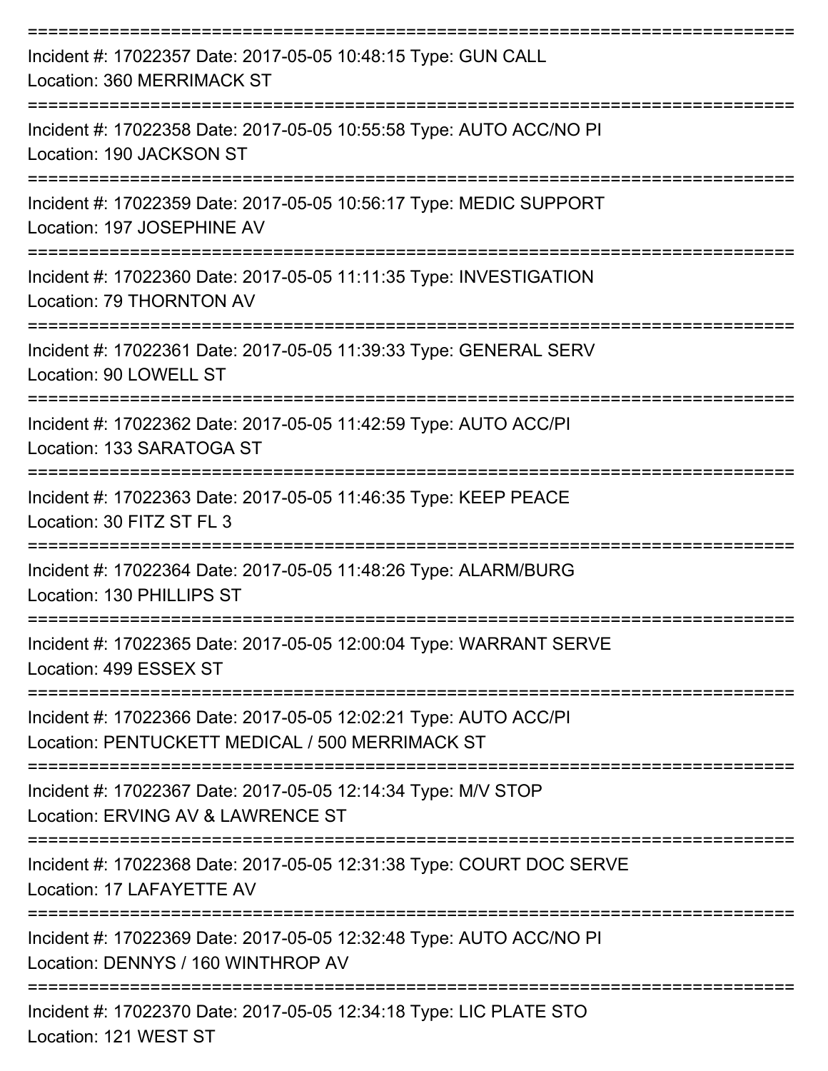===========================================================================

Incident #: 17022357 Date: 2017-05-05 10:48:15 Type: GUN CALL
Location: 360 MERRIMACK ST

===========================================================================

Incident #: 17022358 Date: 2017-05-05 10:55:58 Type: AUTO ACC/NO PI
Location: 190 JACKSON ST

===========================================================================

Incident #: 17022359 Date: 2017-05-05 10:56:17 Type: MEDIC SUPPORT
Location: 197 JOSEPHINE AV

===========================================================================

Incident #: 17022360 Date: 2017-05-05 11:11:35 Type: INVESTIGATION
Location: 79 THORNTON AV

===========================================================================

Incident #: 17022361 Date: 2017-05-05 11:39:33 Type: GENERAL SERV
Location: 90 LOWELL ST

===========================================================================

Incident #: 17022362 Date: 2017-05-05 11:42:59 Type: AUTO ACC/PI
Location: 133 SARATOGA ST

===========================================================================

Incident #: 17022363 Date: 2017-05-05 11:46:35 Type: KEEP PEACE
Location: 30 FITZ ST FL 3

===========================================================================

Incident #: 17022364 Date: 2017-05-05 11:48:26 Type: ALARM/BURG
Location: 130 PHILLIPS ST

===========================================================================

Incident #: 17022365 Date: 2017-05-05 12:00:04 Type: WARRANT SERVE
Location: 499 ESSEX ST

===========================================================================

Incident #: 17022366 Date: 2017-05-05 12:02:21 Type: AUTO ACC/PI
Location: PENTUCKETT MEDICAL / 500 MERRIMACK ST

===========================================================================

Incident #: 17022367 Date: 2017-05-05 12:14:34 Type: M/V STOP
Location: ERVING AV & LAWRENCE ST

===========================================================================

Incident #: 17022368 Date: 2017-05-05 12:31:38 Type: COURT DOC SERVE
Location: 17 LAFAYETTE AV

===========================================================================

Incident #: 17022369 Date: 2017-05-05 12:32:48 Type: AUTO ACC/NO PI
Location: DENNYS / 160 WINTHROP AV

===========================================================================

Incident #: 17022370 Date: 2017-05-05 12:34:18 Type: LIC PLATE STO
Location: 121 WEST ST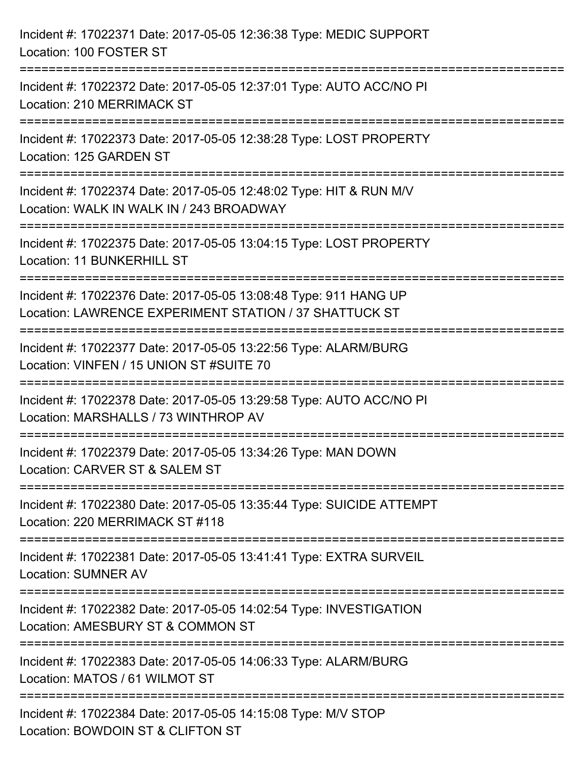Incident #: 17022371 Date: 2017-05-05 12:36:38 Type: MEDIC SUPPORT
Location: 100 FOSTER ST

===========================================================================

Incident #: 17022372 Date: 2017-05-05 12:37:01 Type: AUTO ACC/NO PI
Location: 210 MERRIMACK ST

===========================================================================

Incident #: 17022373 Date: 2017-05-05 12:38:28 Type: LOST PROPERTY
Location: 125 GARDEN ST

===========================================================================

Incident #: 17022374 Date: 2017-05-05 12:48:02 Type: HIT & RUN M/V
Location: WALK IN WALK IN / 243 BROADWAY

===========================================================================

Incident #: 17022375 Date: 2017-05-05 13:04:15 Type: LOST PROPERTY
Location: 11 BUNKERHILL ST

===========================================================================

Incident #: 17022376 Date: 2017-05-05 13:08:48 Type: 911 HANG UP
Location: LAWRENCE EXPERIMENT STATION / 37 SHATTUCK ST

===========================================================================

Incident #: 17022377 Date: 2017-05-05 13:22:56 Type: ALARM/BURG
Location: VINFEN / 15 UNION ST #SUITE 70

===========================================================================

Incident #: 17022378 Date: 2017-05-05 13:29:58 Type: AUTO ACC/NO PI
Location: MARSHALLS / 73 WINTHROP AV

===========================================================================

Incident #: 17022379 Date: 2017-05-05 13:34:26 Type: MAN DOWN
Location: CARVER ST & SALEM ST

===========================================================================

Incident #: 17022380 Date: 2017-05-05 13:35:44 Type: SUICIDE ATTEMPT
Location: 220 MERRIMACK ST #118

===========================================================================

Incident #: 17022381 Date: 2017-05-05 13:41:41 Type: EXTRA SURVEIL
Location: SUMNER AV

===========================================================================

Incident #: 17022382 Date: 2017-05-05 14:02:54 Type: INVESTIGATION
Location: AMESBURY ST & COMMON ST

===========================================================================

Incident #: 17022383 Date: 2017-05-05 14:06:33 Type: ALARM/BURG
Location: MATOS / 61 WILMOT ST

===========================================================================

Incident #: 17022384 Date: 2017-05-05 14:15:08 Type: M/V STOP
Location: BOWDOIN ST & CLIFTON ST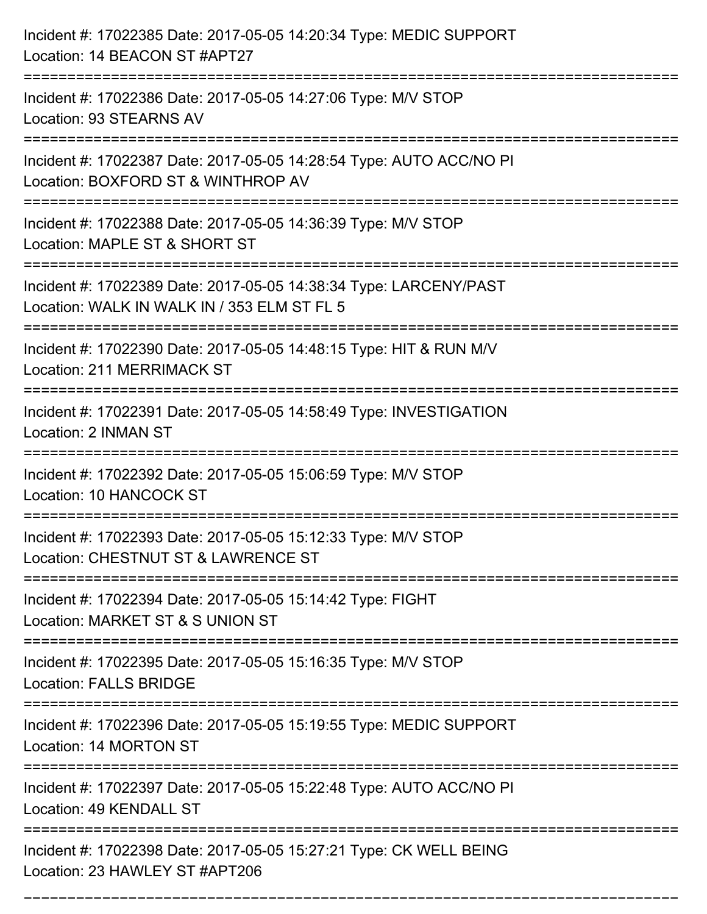Incident #: 17022385 Date: 2017-05-05 14:20:34 Type: MEDIC SUPPORT
Location: 14 BEACON ST #APT27

===========================================================================

Incident #: 17022386 Date: 2017-05-05 14:27:06 Type: M/V STOP
Location: 93 STEARNS AV

===========================================================================

Incident #: 17022387 Date: 2017-05-05 14:28:54 Type: AUTO ACC/NO PI
Location: BOXFORD ST & WINTHROP AV

===========================================================================

Incident #: 17022388 Date: 2017-05-05 14:36:39 Type: M/V STOP
Location: MAPLE ST & SHORT ST

===========================================================================

Incident #: 17022389 Date: 2017-05-05 14:38:34 Type: LARCENY/PAST
Location: WALK IN WALK IN / 353 ELM ST FL 5

===========================================================================

Incident #: 17022390 Date: 2017-05-05 14:48:15 Type: HIT & RUN M/V
Location: 211 MERRIMACK ST

===========================================================================

Incident #: 17022391 Date: 2017-05-05 14:58:49 Type: INVESTIGATION
Location: 2 INMAN ST

===========================================================================

Incident #: 17022392 Date: 2017-05-05 15:06:59 Type: M/V STOP
Location: 10 HANCOCK ST

===========================================================================

Incident #: 17022393 Date: 2017-05-05 15:12:33 Type: M/V STOP
Location: CHESTNUT ST & LAWRENCE ST

===========================================================================

Incident #: 17022394 Date: 2017-05-05 15:14:42 Type: FIGHT
Location: MARKET ST & S UNION ST

===========================================================================

Incident #: 17022395 Date: 2017-05-05 15:16:35 Type: M/V STOP
Location: FALLS BRIDGE

===========================================================================

Incident #: 17022396 Date: 2017-05-05 15:19:55 Type: MEDIC SUPPORT
Location: 14 MORTON ST

===========================================================================

Incident #: 17022397 Date: 2017-05-05 15:22:48 Type: AUTO ACC/NO PI
Location: 49 KENDALL ST

===========================================================================

Incident #: 17022398 Date: 2017-05-05 15:27:21 Type: CK WELL BEING
Location: 23 HAWLEY ST #APT206

===========================================================================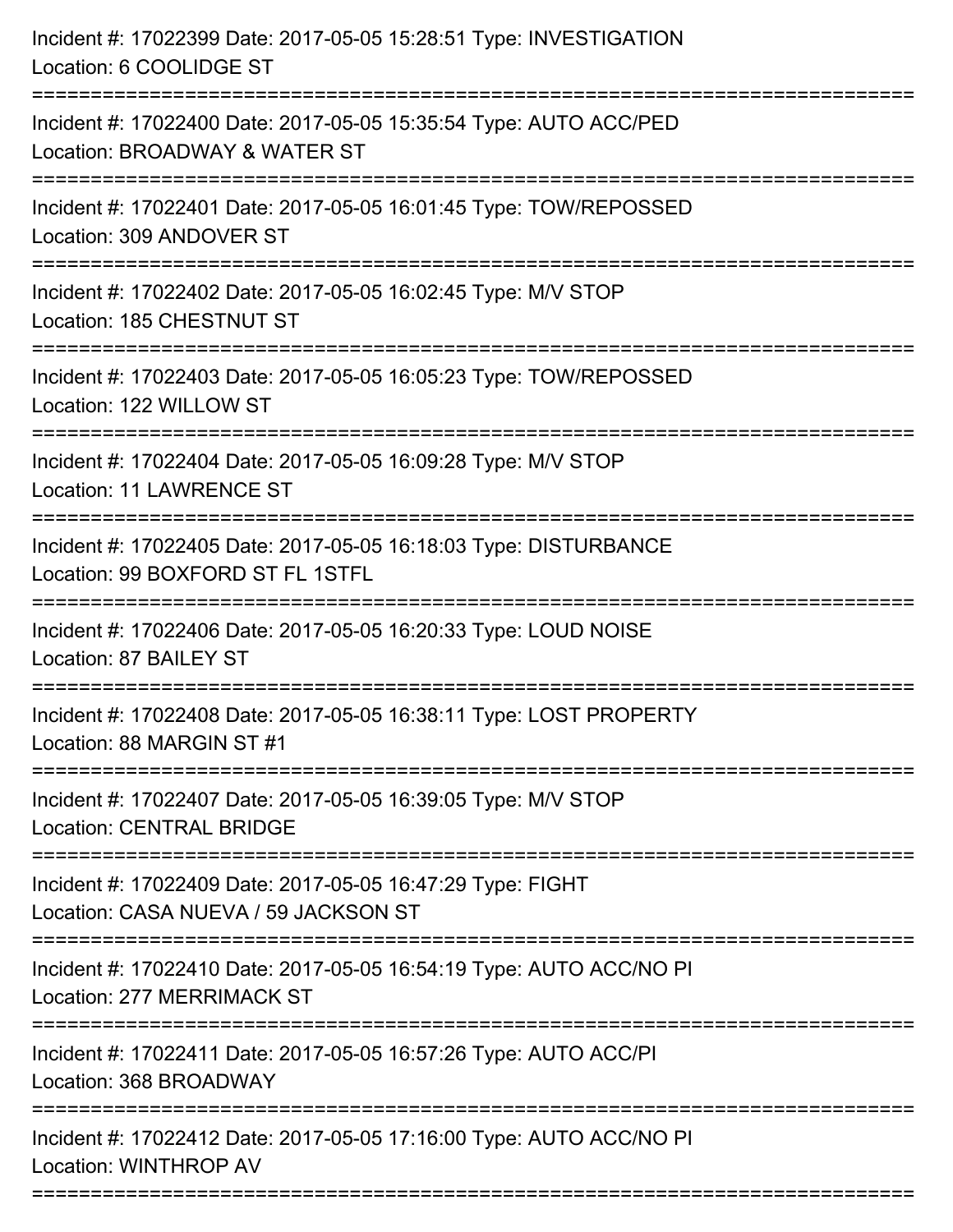Incident #: 17022399 Date: 2017-05-05 15:28:51 Type: INVESTIGATION
Location: 6 COOLIDGE ST

===========================================================================

Incident #: 17022400 Date: 2017-05-05 15:35:54 Type: AUTO ACC/PED
Location: BROADWAY & WATER ST

===========================================================================

Incident #: 17022401 Date: 2017-05-05 16:01:45 Type: TOW/REPOSSED
Location: 309 ANDOVER ST

===========================================================================

Incident #: 17022402 Date: 2017-05-05 16:02:45 Type: M/V STOP
Location: 185 CHESTNUT ST

===========================================================================

Incident #: 17022403 Date: 2017-05-05 16:05:23 Type: TOW/REPOSSED
Location: 122 WILLOW ST

===========================================================================

Incident #: 17022404 Date: 2017-05-05 16:09:28 Type: M/V STOP
Location: 11 LAWRENCE ST

===========================================================================

Incident #: 17022405 Date: 2017-05-05 16:18:03 Type: DISTURBANCE
Location: 99 BOXFORD ST FL 1STFL

===========================================================================

Incident #: 17022406 Date: 2017-05-05 16:20:33 Type: LOUD NOISE
Location: 87 BAILEY ST

===========================================================================

Incident #: 17022408 Date: 2017-05-05 16:38:11 Type: LOST PROPERTY
Location: 88 MARGIN ST #1

===========================================================================

Incident #: 17022407 Date: 2017-05-05 16:39:05 Type: M/V STOP
Location: CENTRAL BRIDGE

===========================================================================

Incident #: 17022409 Date: 2017-05-05 16:47:29 Type: FIGHT
Location: CASA NUEVA / 59 JACKSON ST

===========================================================================

Incident #: 17022410 Date: 2017-05-05 16:54:19 Type: AUTO ACC/NO PI
Location: 277 MERRIMACK ST

===========================================================================

Incident #: 17022411 Date: 2017-05-05 16:57:26 Type: AUTO ACC/PI
Location: 368 BROADWAY

===========================================================================

Incident #: 17022412 Date: 2017-05-05 17:16:00 Type: AUTO ACC/NO PI
Location: WINTHROP AV

===========================================================================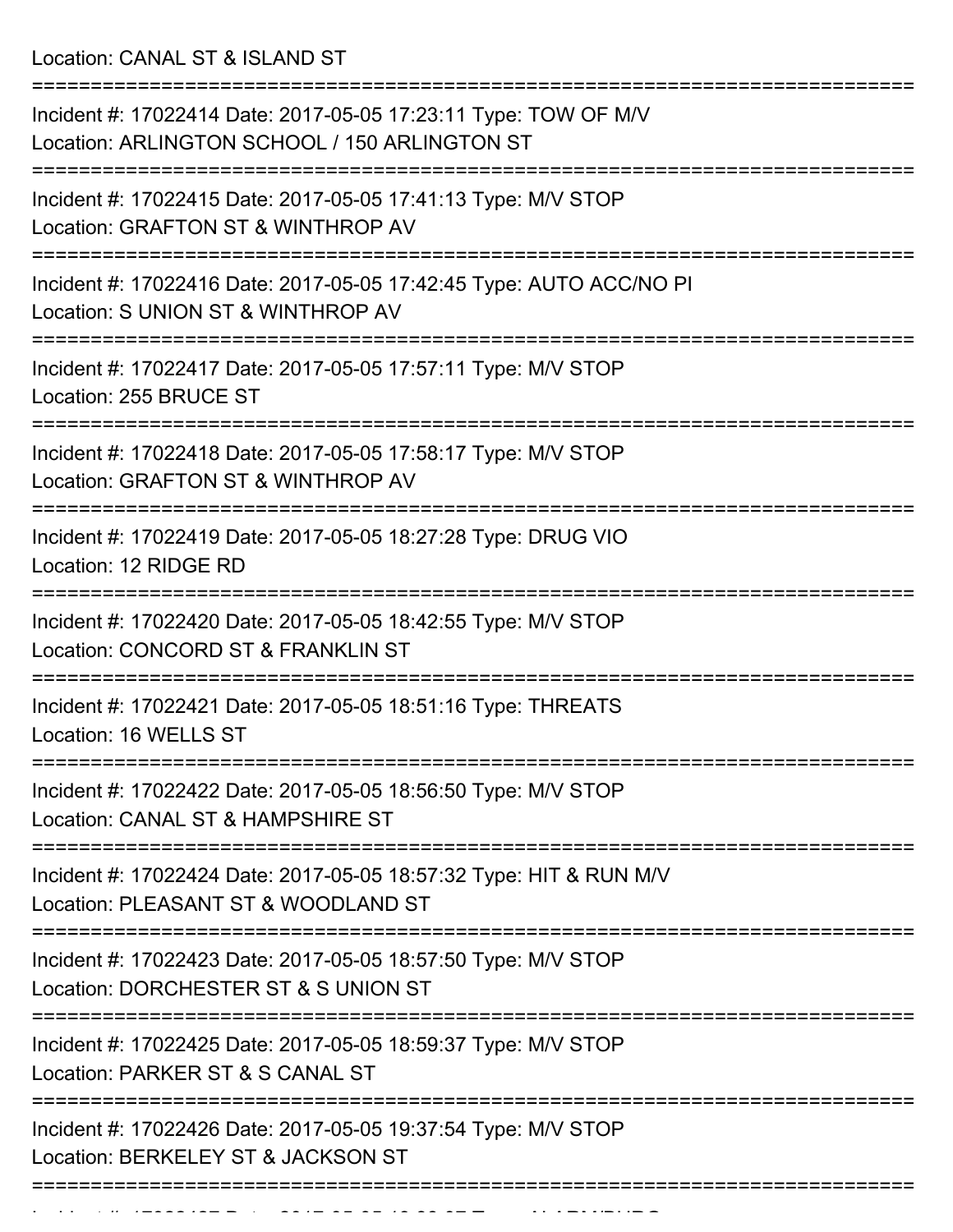Location: CANAL ST & ISLAND ST

===========================================================================

Incident #: 17022414 Date: 2017-05-05 17:23:11 Type: TOW OF M/V
Location: ARLINGTON SCHOOL / 150 ARLINGTON ST

===========================================================================

Incident #: 17022415 Date: 2017-05-05 17:41:13 Type: M/V STOP
Location: GRAFTON ST & WINTHROP AV

===========================================================================

Incident #: 17022416 Date: 2017-05-05 17:42:45 Type: AUTO ACC/NO PI
Location: S UNION ST & WINTHROP AV

===========================================================================

Incident #: 17022417 Date: 2017-05-05 17:57:11 Type: M/V STOP
Location: 255 BRUCE ST

===========================================================================

Incident #: 17022418 Date: 2017-05-05 17:58:17 Type: M/V STOP
Location: GRAFTON ST & WINTHROP AV

===========================================================================

Incident #: 17022419 Date: 2017-05-05 18:27:28 Type: DRUG VIO
Location: 12 RIDGE RD

===========================================================================

Incident #: 17022420 Date: 2017-05-05 18:42:55 Type: M/V STOP
Location: CONCORD ST & FRANKLIN ST

===========================================================================

Incident #: 17022421 Date: 2017-05-05 18:51:16 Type: THREATS
Location: 16 WELLS ST

===========================================================================

Incident #: 17022422 Date: 2017-05-05 18:56:50 Type: M/V STOP
Location: CANAL ST & HAMPSHIRE ST

===========================================================================

Incident #: 17022424 Date: 2017-05-05 18:57:32 Type: HIT & RUN M/V
Location: PLEASANT ST & WOODLAND ST

===========================================================================

Incident #: 17022423 Date: 2017-05-05 18:57:50 Type: M/V STOP
Location: DORCHESTER ST & S UNION ST

===========================================================================

Incident #: 17022425 Date: 2017-05-05 18:59:37 Type: M/V STOP
Location: PARKER ST & S CANAL ST

===========================================================================

Incident #: 17022426 Date: 2017-05-05 19:37:54 Type: M/V STOP
Location: BERKELEY ST & JACKSON ST

===========================================================================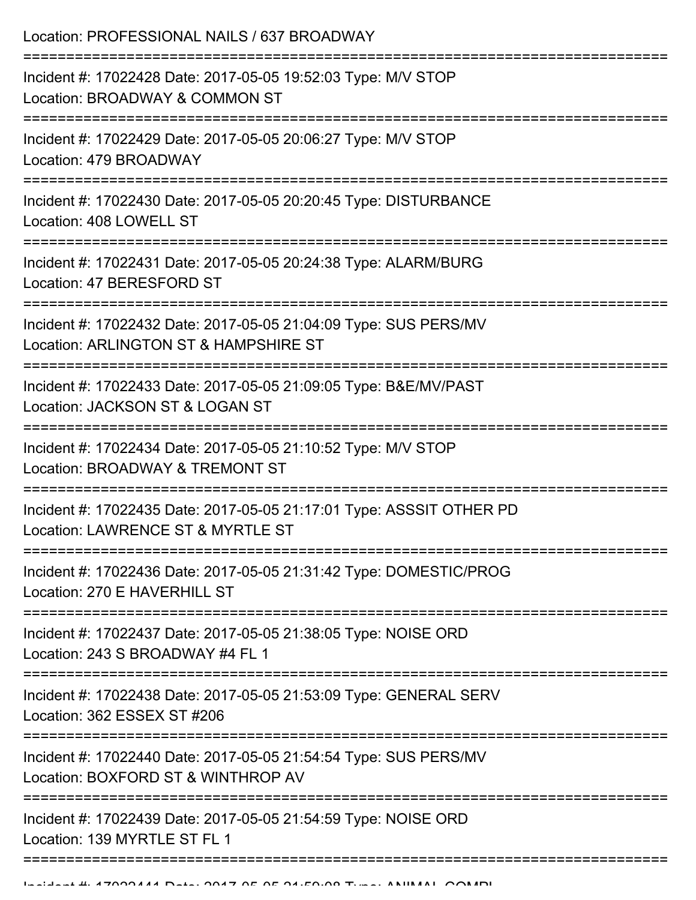Location: PROFESSIONAL NAILS / 637 BROADWAY

===========================================================================

Incident #: 17022428 Date: 2017-05-05 19:52:03 Type: M/V STOP
Location: BROADWAY & COMMON ST

===========================================================================

Incident #: 17022429 Date: 2017-05-05 20:06:27 Type: M/V STOP
Location: 479 BROADWAY

===========================================================================

Incident #: 17022430 Date: 2017-05-05 20:20:45 Type: DISTURBANCE
Location: 408 LOWELL ST

===========================================================================

Incident #: 17022431 Date: 2017-05-05 20:24:38 Type: ALARM/BURG
Location: 47 BERESFORD ST

===========================================================================

Incident #: 17022432 Date: 2017-05-05 21:04:09 Type: SUS PERS/MV
Location: ARLINGTON ST & HAMPSHIRE ST

===========================================================================

Incident #: 17022433 Date: 2017-05-05 21:09:05 Type: B&E/MV/PAST
Location: JACKSON ST & LOGAN ST

===========================================================================

Incident #: 17022434 Date: 2017-05-05 21:10:52 Type: M/V STOP
Location: BROADWAY & TREMONT ST

===========================================================================

Incident #: 17022435 Date: 2017-05-05 21:17:01 Type: ASSSIT OTHER PD
Location: LAWRENCE ST & MYRTLE ST

===========================================================================

Incident #: 17022436 Date: 2017-05-05 21:31:42 Type: DOMESTIC/PROG
Location: 270 E HAVERHILL ST

===========================================================================

Incident #: 17022437 Date: 2017-05-05 21:38:05 Type: NOISE ORD
Location: 243 S BROADWAY #4 FL 1

===========================================================================

Incident #: 17022438 Date: 2017-05-05 21:53:09 Type: GENERAL SERV
Location: 362 ESSEX ST #206

===========================================================================

Incident #: 17022440 Date: 2017-05-05 21:54:54 Type: SUS PERS/MV
Location: BOXFORD ST & WINTHROP AV

===========================================================================

Incident #: 17022439 Date: 2017-05-05 21:54:59 Type: NOISE ORD
Location: 139 MYRTLE ST FL 1

===========================================================================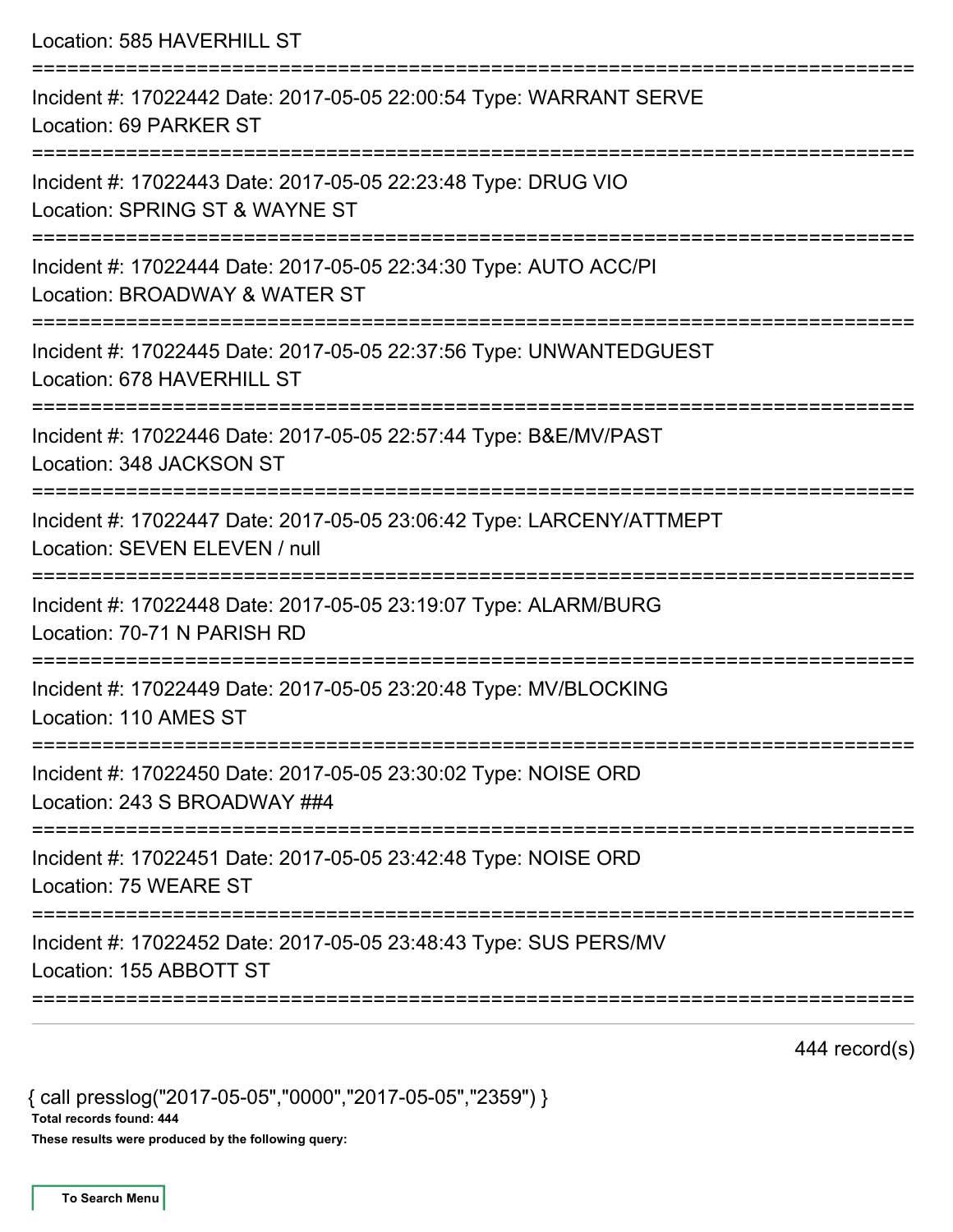Location: 585 HAVERHILL ST

===========================================================================

Incident #: 17022442 Date: 2017-05-05 22:00:54 Type: WARRANT SERVE
Location: 69 PARKER ST

===========================================================================

Incident #: 17022443 Date: 2017-05-05 22:23:48 Type: DRUG VIO
Location: SPRING ST & WAYNE ST

===========================================================================

Incident #: 17022444 Date: 2017-05-05 22:34:30 Type: AUTO ACC/PI
Location: BROADWAY & WATER ST

===========================================================================

Incident #: 17022445 Date: 2017-05-05 22:37:56 Type: UNWANTEDGUEST
Location: 678 HAVERHILL ST

===========================================================================

Incident #: 17022446 Date: 2017-05-05 22:57:44 Type: B&E/MV/PAST
Location: 348 JACKSON ST

===========================================================================

Incident #: 17022447 Date: 2017-05-05 23:06:42 Type: LARCENY/ATTMEPT
Location: SEVEN ELEVEN / null

===========================================================================

Incident #: 17022448 Date: 2017-05-05 23:19:07 Type: ALARM/BURG
Location: 70-71 N PARISH RD

===========================================================================

Incident #: 17022449 Date: 2017-05-05 23:20:48 Type: MV/BLOCKING
Location: 110 AMES ST

===========================================================================

Incident #: 17022450 Date: 2017-05-05 23:30:02 Type: NOISE ORD
Location: 243 S BROADWAY ##4

===========================================================================

Incident #: 17022451 Date: 2017-05-05 23:42:48 Type: NOISE ORD
Location: 75 WEARE ST

===========================================================================

Incident #: 17022452 Date: 2017-05-05 23:48:43 Type: SUS PERS/MV
Location: 155 ABBOTT ST

===========================================================================

444 record(s)

{ call presslog("2017-05-05","0000","2017-05-05","2359") }

**Total records found: 444**

**These results were produced by the following query:**

To Search Menu